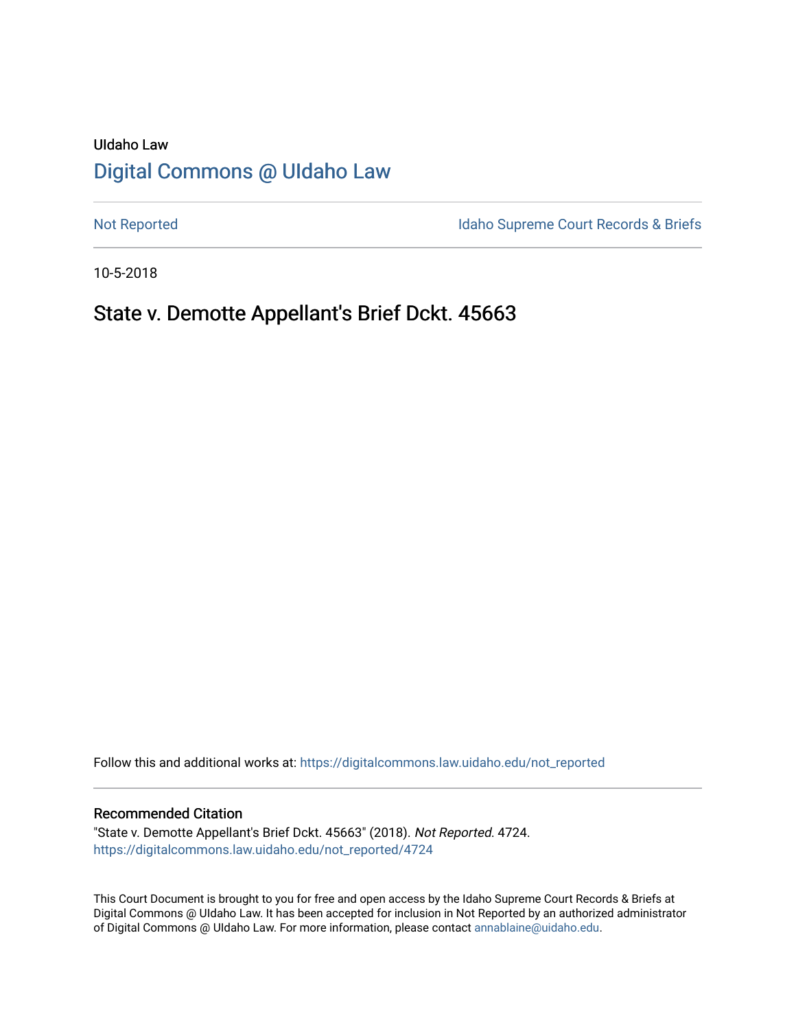UIdaho Law

# [Digital Commons @ UIdaho Law](https://digitalcommons.law.uidaho.edu/)

[Not Reported](https://digitalcommons.law.uidaho.edu/not_reported) | [Idaho Supreme Court Records & Briefs](https://digitalcommons.law.uidaho.edu/idaho_supreme_court_record_briefs)

10-5-2018

## State v. Demotte Appellant's Brief Dckt. 45663

Follow this and additional works at: https://digitalcommons.law.uidaho.edu/not_reported

### Recommended Citation

"State v. Demotte Appellant's Brief Dckt. 45663" (2018). *Not Reported.* 4724.
https://digitalcommons.law.uidaho.edu/not_reported/4724

This Court Document is brought to you for free and open access by the Idaho Supreme Court Records & Briefs at Digital Commons @ UIdaho Law. It has been accepted for inclusion in Not Reported by an authorized administrator of Digital Commons @ UIdaho Law. For more information, please contact annablaine@uidaho.edu.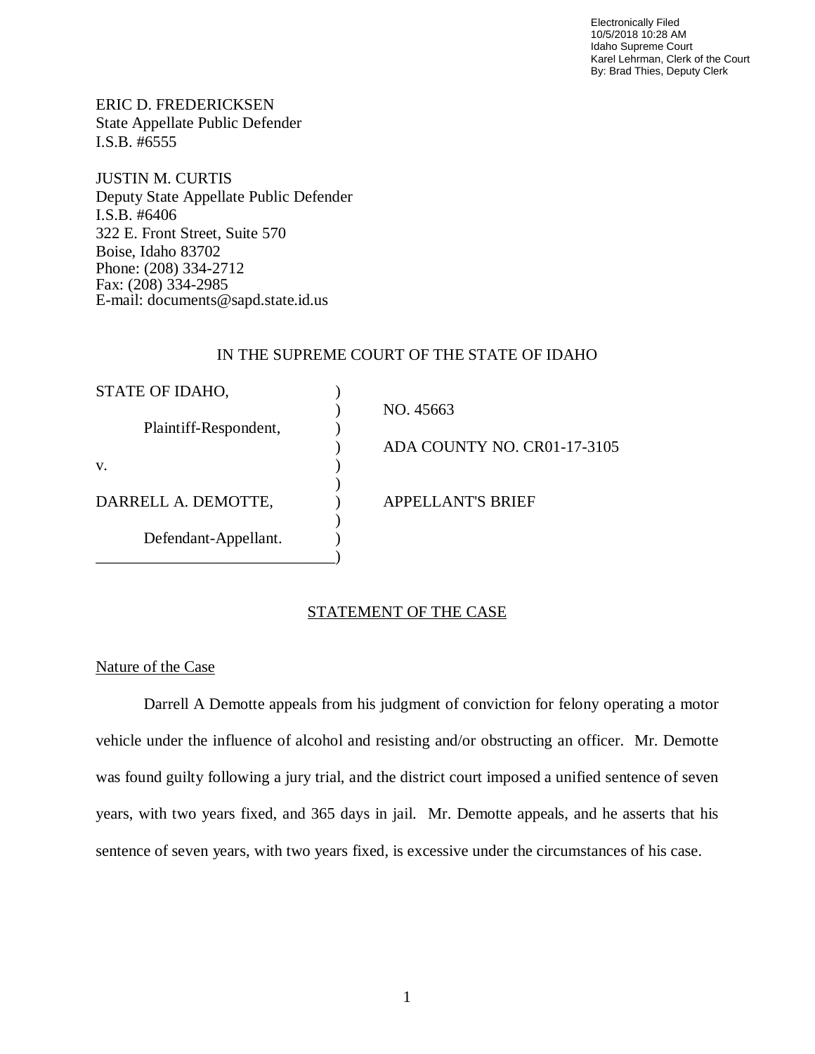ERIC D. FREDERICKSEN
State Appellate Public Defender
I.S.B. #6555

JUSTIN M. CURTIS
Deputy State Appellate Public Defender
I.S.B. #6406
322 E. Front Street, Suite 570
Boise, Idaho 83702
Phone: (208) 334-2712
Fax: (208) 334-2985
E-mail: documents@sapd.state.id.us

IN THE SUPREME COURT OF THE STATE OF IDAHO

| | | |
|---|---|---|
| STATE OF IDAHO, | ) | NO. 45663 |
| Plaintiff-Respondent, | ) | ADA COUNTY NO. CR01-17-3105 |
| v. | ) | |
| DARRELL A. DEMOTTE, | ) | APPELLANT'S BRIEF |
| Defendant-Appellant. | ) | |

## STATEMENT OF THE CASE

### Nature of the Case

Darrell A Demotte appeals from his judgment of conviction for felony operating a motor vehicle under the influence of alcohol and resisting and/or obstructing an officer. Mr. Demotte was found guilty following a jury trial, and the district court imposed a unified sentence of seven years, with two years fixed, and 365 days in jail. Mr. Demotte appeals, and he asserts that his sentence of seven years, with two years fixed, is excessive under the circumstances of his case.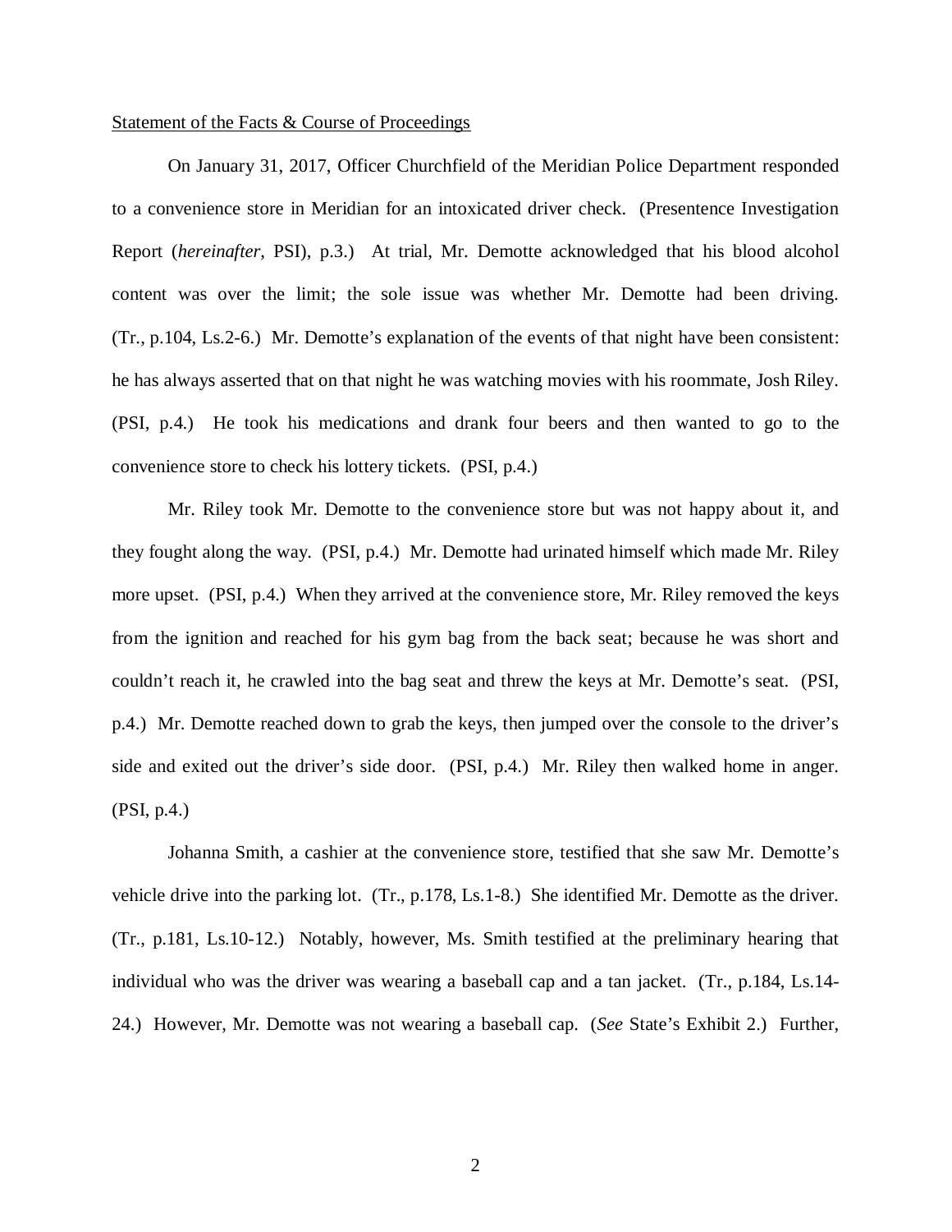Statement of the Facts & Course of Proceedings

On January 31, 2017, Officer Churchfield of the Meridian Police Department responded to a convenience store in Meridian for an intoxicated driver check. (Presentence Investigation Report (*hereinafter*, PSI), p.3.) At trial, Mr. Demotte acknowledged that his blood alcohol content was over the limit; the sole issue was whether Mr. Demotte had been driving. (Tr., p.104, Ls.2-6.) Mr. Demotte's explanation of the events of that night have been consistent: he has always asserted that on that night he was watching movies with his roommate, Josh Riley. (PSI, p.4.) He took his medications and drank four beers and then wanted to go to the convenience store to check his lottery tickets. (PSI, p.4.)

Mr. Riley took Mr. Demotte to the convenience store but was not happy about it, and they fought along the way. (PSI, p.4.) Mr. Demotte had urinated himself which made Mr. Riley more upset. (PSI, p.4.) When they arrived at the convenience store, Mr. Riley removed the keys from the ignition and reached for his gym bag from the back seat; because he was short and couldn't reach it, he crawled into the bag seat and threw the keys at Mr. Demotte's seat. (PSI, p.4.) Mr. Demotte reached down to grab the keys, then jumped over the console to the driver's side and exited out the driver's side door. (PSI, p.4.) Mr. Riley then walked home in anger. (PSI, p.4.)

Johanna Smith, a cashier at the convenience store, testified that she saw Mr. Demotte's vehicle drive into the parking lot. (Tr., p.178, Ls.1-8.) She identified Mr. Demotte as the driver. (Tr., p.181, Ls.10-12.) Notably, however, Ms. Smith testified at the preliminary hearing that individual who was the driver was wearing a baseball cap and a tan jacket. (Tr., p.184, Ls.14-24.) However, Mr. Demotte was not wearing a baseball cap. (*See* State's Exhibit 2.) Further,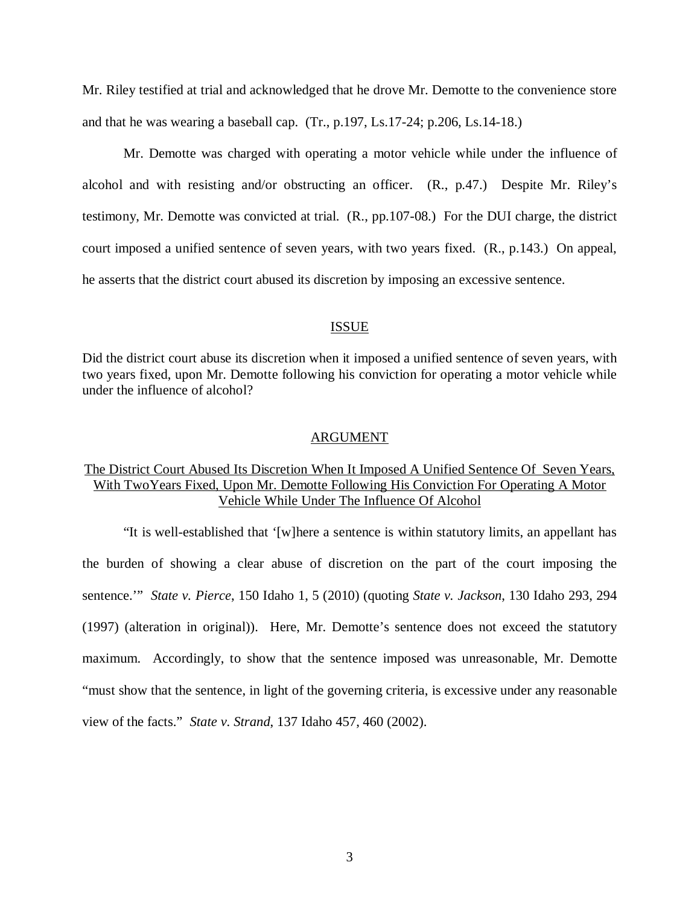Mr. Riley testified at trial and acknowledged that he drove Mr. Demotte to the convenience store and that he was wearing a baseball cap. (Tr., p.197, Ls.17-24; p.206, Ls.14-18.)

Mr. Demotte was charged with operating a motor vehicle while under the influence of alcohol and with resisting and/or obstructing an officer. (R., p.47.) Despite Mr. Riley's testimony, Mr. Demotte was convicted at trial. (R., pp.107-08.) For the DUI charge, the district court imposed a unified sentence of seven years, with two years fixed. (R., p.143.) On appeal, he asserts that the district court abused its discretion by imposing an excessive sentence.

## ISSUE

Did the district court abuse its discretion when it imposed a unified sentence of seven years, with two years fixed, upon Mr. Demotte following his conviction for operating a motor vehicle while under the influence of alcohol?

## ARGUMENT

### The District Court Abused Its Discretion When It Imposed A Unified Sentence Of Seven Years, With TwoYears Fixed, Upon Mr. Demotte Following His Conviction For Operating A Motor Vehicle While Under The Influence Of Alcohol

"It is well-established that '[w]here a sentence is within statutory limits, an appellant has the burden of showing a clear abuse of discretion on the part of the court imposing the sentence.'" *State v. Pierce*, 150 Idaho 1, 5 (2010) (quoting *State v. Jackson*, 130 Idaho 293, 294 (1997) (alteration in original)). Here, Mr. Demotte's sentence does not exceed the statutory maximum. Accordingly, to show that the sentence imposed was unreasonable, Mr. Demotte "must show that the sentence, in light of the governing criteria, is excessive under any reasonable view of the facts." *State v. Strand*, 137 Idaho 457, 460 (2002).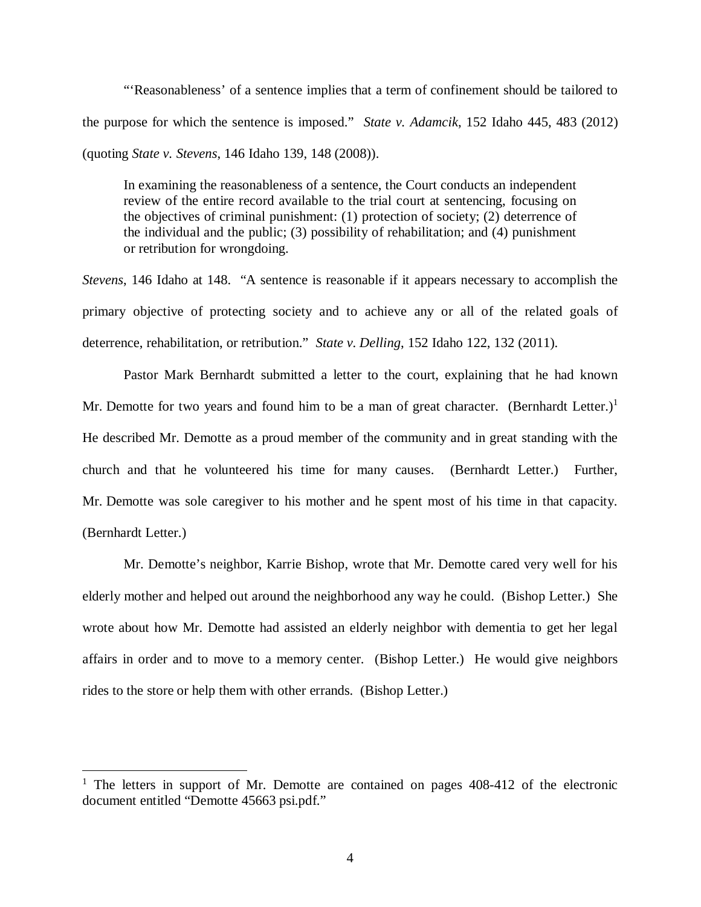"'Reasonableness' of a sentence implies that a term of confinement should be tailored to the purpose for which the sentence is imposed." *State v. Adamcik*, 152 Idaho 445, 483 (2012) (quoting *State v. Stevens*, 146 Idaho 139, 148 (2008)).

> In examining the reasonableness of a sentence, the Court conducts an independent review of the entire record available to the trial court at sentencing, focusing on the objectives of criminal punishment: (1) protection of society; (2) deterrence of the individual and the public; (3) possibility of rehabilitation; and (4) punishment or retribution for wrongdoing.

*Stevens*, 146 Idaho at 148. "A sentence is reasonable if it appears necessary to accomplish the primary objective of protecting society and to achieve any or all of the related goals of deterrence, rehabilitation, or retribution." *State v. Delling*, 152 Idaho 122, 132 (2011).

Pastor Mark Bernhardt submitted a letter to the court, explaining that he had known Mr. Demotte for two years and found him to be a man of great character. (Bernhardt Letter.)[1] He described Mr. Demotte as a proud member of the community and in great standing with the church and that he volunteered his time for many causes. (Bernhardt Letter.) Further, Mr. Demotte was sole caregiver to his mother and he spent most of his time in that capacity. (Bernhardt Letter.)

Mr. Demotte's neighbor, Karrie Bishop, wrote that Mr. Demotte cared very well for his elderly mother and helped out around the neighborhood any way he could. (Bishop Letter.) She wrote about how Mr. Demotte had assisted an elderly neighbor with dementia to get her legal affairs in order and to move to a memory center. (Bishop Letter.) He would give neighbors rides to the store or help them with other errands. (Bishop Letter.)

[1] The letters in support of Mr. Demotte are contained on pages 408-412 of the electronic document entitled "Demotte 45663 psi.pdf."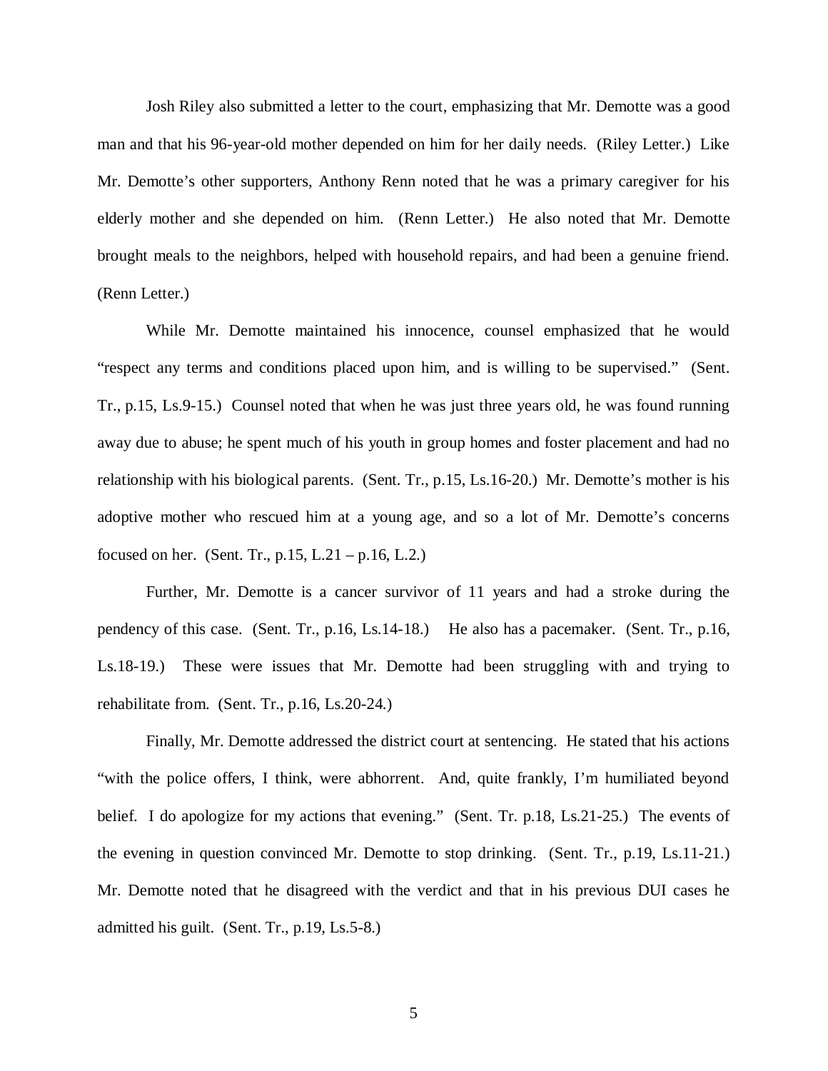Josh Riley also submitted a letter to the court, emphasizing that Mr. Demotte was a good man and that his 96-year-old mother depended on him for her daily needs. (Riley Letter.) Like Mr. Demotte's other supporters, Anthony Renn noted that he was a primary caregiver for his elderly mother and she depended on him. (Renn Letter.) He also noted that Mr. Demotte brought meals to the neighbors, helped with household repairs, and had been a genuine friend. (Renn Letter.)

While Mr. Demotte maintained his innocence, counsel emphasized that he would "respect any terms and conditions placed upon him, and is willing to be supervised." (Sent. Tr., p.15, Ls.9-15.) Counsel noted that when he was just three years old, he was found running away due to abuse; he spent much of his youth in group homes and foster placement and had no relationship with his biological parents. (Sent. Tr., p.15, Ls.16-20.) Mr. Demotte's mother is his adoptive mother who rescued him at a young age, and so a lot of Mr. Demotte's concerns focused on her. (Sent. Tr., p.15, L.21 – p.16, L.2.)

Further, Mr. Demotte is a cancer survivor of 11 years and had a stroke during the pendency of this case. (Sent. Tr., p.16, Ls.14-18.) He also has a pacemaker. (Sent. Tr., p.16, Ls.18-19.) These were issues that Mr. Demotte had been struggling with and trying to rehabilitate from. (Sent. Tr., p.16, Ls.20-24.)

Finally, Mr. Demotte addressed the district court at sentencing. He stated that his actions "with the police offers, I think, were abhorrent. And, quite frankly, I'm humiliated beyond belief. I do apologize for my actions that evening." (Sent. Tr. p.18, Ls.21-25.) The events of the evening in question convinced Mr. Demotte to stop drinking. (Sent. Tr., p.19, Ls.11-21.) Mr. Demotte noted that he disagreed with the verdict and that in his previous DUI cases he admitted his guilt. (Sent. Tr., p.19, Ls.5-8.)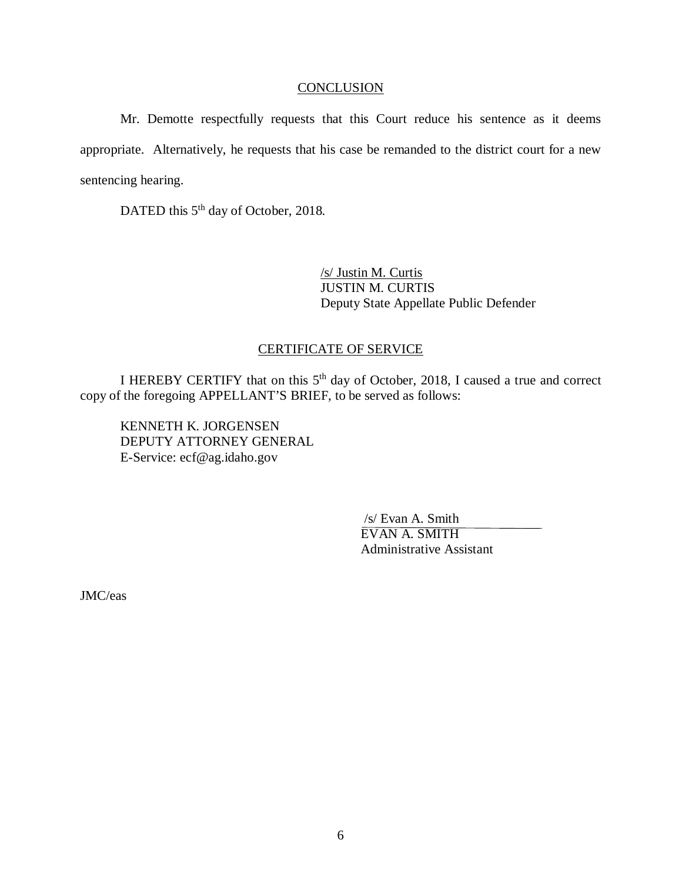## CONCLUSION

Mr. Demotte respectfully requests that this Court reduce his sentence as it deems appropriate. Alternatively, he requests that his case be remanded to the district court for a new sentencing hearing.

DATED this 5th day of October, 2018.

/s/ Justin M. Curtis
JUSTIN M. CURTIS
Deputy State Appellate Public Defender

## CERTIFICATE OF SERVICE

I HEREBY CERTIFY that on this 5th day of October, 2018, I caused a true and correct copy of the foregoing APPELLANT'S BRIEF, to be served as follows:

KENNETH K. JORGENSEN
DEPUTY ATTORNEY GENERAL
E-Service: ecf@ag.idaho.gov

/s/ Evan A. Smith
EVAN A. SMITH
Administrative Assistant

JMC/eas